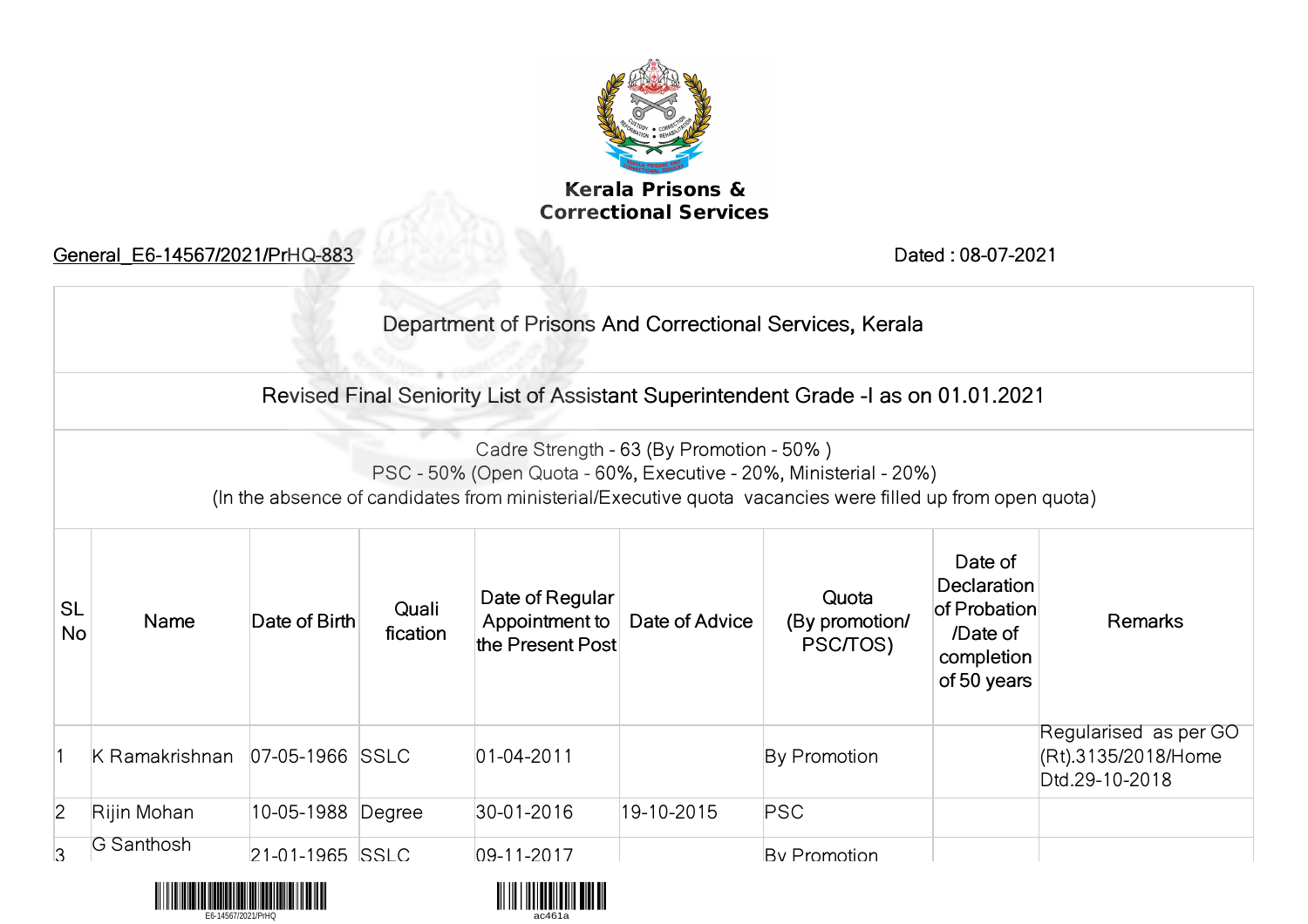**Kerala Prisons & Correctional Services**

General_E6-14567/2021/PrHQ-883 — Dated : 08-07-2021

## Department of Prisons And Correctional Services, Kerala

### Revised Final Seniority List of Assistant Superintendent Grade -I as on 01.01.2021

Cadre Strength - 63 (By Promotion - 50% )
PSC - 50% (Open Quota - 60%, Executive - 20%, Ministerial - 20%)
(In the absence of candidates from ministerial/Executive quota vacancies were filled up from open quota)

| SL No | Name | Date of Birth | Qualification | Date of Regular Appointment to the Present Post | Date of Advice | Quota (By promotion/ PSC/TOS) | Date of Declaration of Probation /Date of completion of 50 years | Remarks |
|---|---|---|---|---|---|---|---|---|
| 1 | K Ramakrishnan | 07-05-1966 | SSLC | 01-04-2011 | | By Promotion | | Regularised as per GO (Rt).3135/2018/Home Dtd.29-10-2018 |
| 2 | Rijin Mohan | 10-05-1988 | Degree | 30-01-2016 | 19-10-2015 | PSC | | |
| 3 | G Santhosh | 21-01-1965 | SSLC | 09-11-2017 | | By Promotion | | |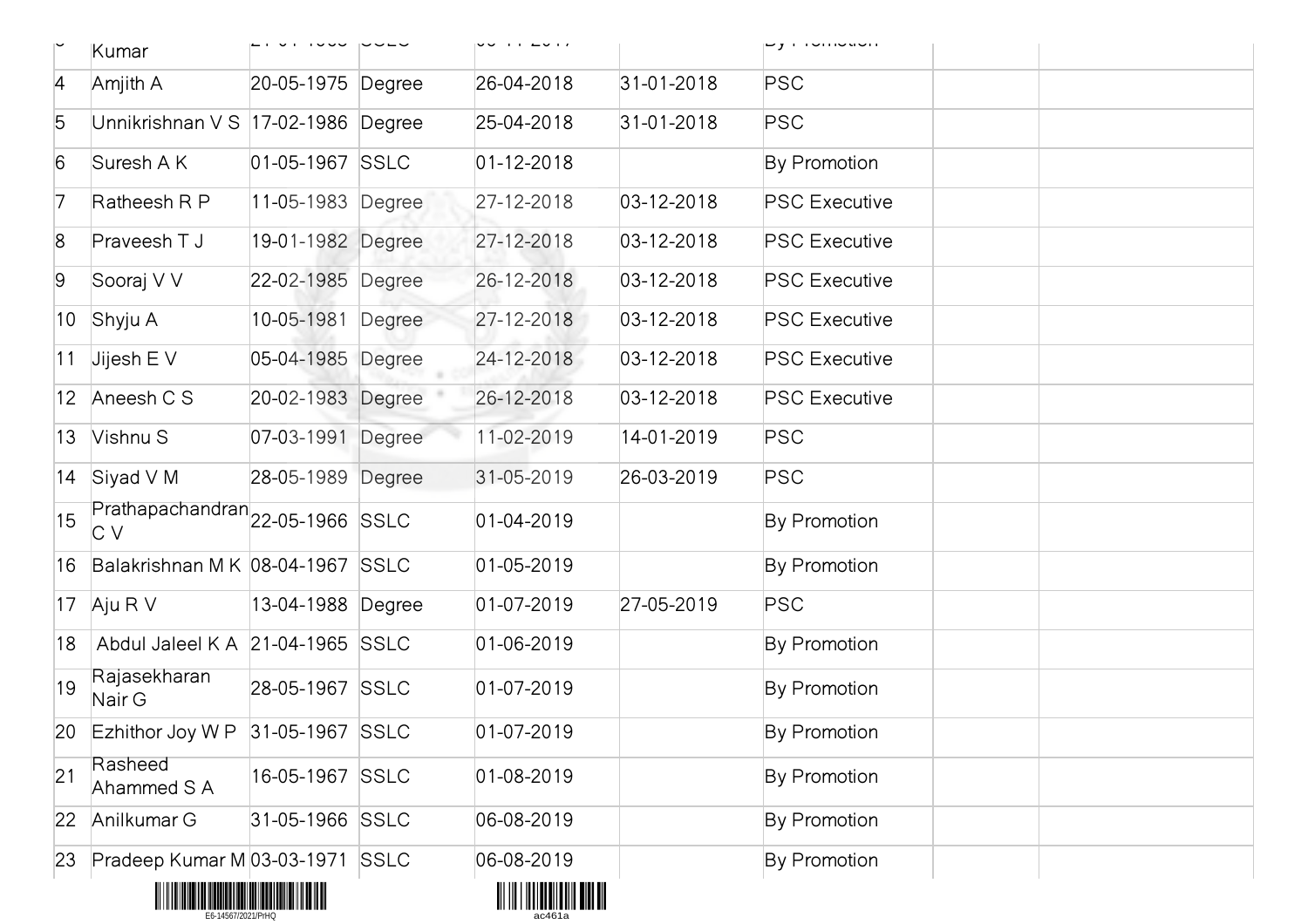| 3 | Kumar | 21-01-1968 | SSLC | 06-11-2017 | | By Promotion | | |
|---|---|---|---|---|---|---|---|---|
| 4 | Amjith A | 20-05-1975 | Degree | 26-04-2018 | 31-01-2018 | PSC | | |
| 5 | Unnikrishnan V S | 17-02-1986 | Degree | 25-04-2018 | 31-01-2018 | PSC | | |
| 6 | Suresh A K | 01-05-1967 | SSLC | 01-12-2018 | | By Promotion | | |
| 7 | Ratheesh R P | 11-05-1983 | Degree | 27-12-2018 | 03-12-2018 | PSC Executive | | |
| 8 | Praveesh T J | 19-01-1982 | Degree | 27-12-2018 | 03-12-2018 | PSC Executive | | |
| 9 | Sooraj V V | 22-02-1985 | Degree | 26-12-2018 | 03-12-2018 | PSC Executive | | |
| 10 | Shyju A | 10-05-1981 | Degree | 27-12-2018 | 03-12-2018 | PSC Executive | | |
| 11 | Jijesh E V | 05-04-1985 | Degree | 24-12-2018 | 03-12-2018 | PSC Executive | | |
| 12 | Aneesh C S | 20-02-1983 | Degree | 26-12-2018 | 03-12-2018 | PSC Executive | | |
| 13 | Vishnu S | 07-03-1991 | Degree | 11-02-2019 | 14-01-2019 | PSC | | |
| 14 | Siyad V M | 28-05-1989 | Degree | 31-05-2019 | 26-03-2019 | PSC | | |
| 15 | Prathapachandran C V | 22-05-1966 | SSLC | 01-04-2019 | | By Promotion | | |
| 16 | Balakrishnan M K | 08-04-1967 | SSLC | 01-05-2019 | | By Promotion | | |
| 17 | Aju R V | 13-04-1988 | Degree | 01-07-2019 | 27-05-2019 | PSC | | |
| 18 | Abdul Jaleel K A | 21-04-1965 | SSLC | 01-06-2019 | | By Promotion | | |
| 19 | Rajasekharan Nair G | 28-05-1967 | SSLC | 01-07-2019 | | By Promotion | | |
| 20 | Ezhithor Joy W P | 31-05-1967 | SSLC | 01-07-2019 | | By Promotion | | |
| 21 | Rasheed Ahammed S A | 16-05-1967 | SSLC | 01-08-2019 | | By Promotion | | |
| 22 | Anilkumar G | 31-05-1966 | SSLC | 06-08-2019 | | By Promotion | | |
| 23 | Pradeep Kumar M | 03-03-1971 | SSLC | 06-08-2019 | | By Promotion | | |

E6-14567/2021/PrHQ

ac461a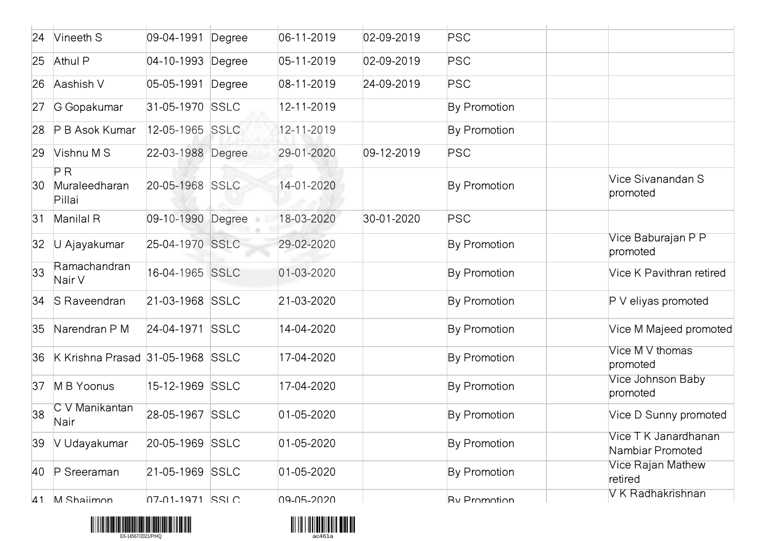| | | | | | | | | |
|---|---|---|---|---|---|---|---|---|
| 24 | Vineeth S | 09-04-1991 | Degree | 06-11-2019 | 02-09-2019 | PSC | | |
| 25 | Athul P | 04-10-1993 | Degree | 05-11-2019 | 02-09-2019 | PSC | | |
| 26 | Aashish V | 05-05-1991 | Degree | 08-11-2019 | 24-09-2019 | PSC | | |
| 27 | G Gopakumar | 31-05-1970 | SSLC | 12-11-2019 | | By Promotion | | |
| 28 | P B Asok Kumar | 12-05-1965 | SSLC | 12-11-2019 | | By Promotion | | |
| 29 | Vishnu M S | 22-03-1988 | Degree | 29-01-2020 | 09-12-2019 | PSC | | |
| 30 | P R Muraleedharan Pillai | 20-05-1968 | SSLC | 14-01-2020 | | By Promotion | | Vice Sivanandan S promoted |
| 31 | Manilal R | 09-10-1990 | Degree | 18-03-2020 | 30-01-2020 | PSC | | |
| 32 | U Ajayakumar | 25-04-1970 | SSLC | 29-02-2020 | | By Promotion | | Vice Baburajan P P promoted |
| 33 | Ramachandran Nair V | 16-04-1965 | SSLC | 01-03-2020 | | By Promotion | | Vice K Pavithran retired |
| 34 | S Raveendran | 21-03-1968 | SSLC | 21-03-2020 | | By Promotion | | P V eliyas promoted |
| 35 | Narendran P M | 24-04-1971 | SSLC | 14-04-2020 | | By Promotion | | Vice M Majeed promoted |
| 36 | K Krishna Prasad | 31-05-1968 | SSLC | 17-04-2020 | | By Promotion | | Vice M V thomas promoted |
| 37 | M B Yoonus | 15-12-1969 | SSLC | 17-04-2020 | | By Promotion | | Vice Johnson Baby promoted |
| 38 | C V Manikantan Nair | 28-05-1967 | SSLC | 01-05-2020 | | By Promotion | | Vice D Sunny promoted |
| 39 | V Udayakumar | 20-05-1969 | SSLC | 01-05-2020 | | By Promotion | | Vice T K Janardhanan Nambiar Promoted |
| 40 | P Sreeraman | 21-05-1969 | SSLC | 01-05-2020 | | By Promotion | | Vice Rajan Mathew retired |
| 41 | M Shajimon | 07-01-1971 | SSLC | 09-05-2020 | | By Promotion | | V K Radhakrishnan |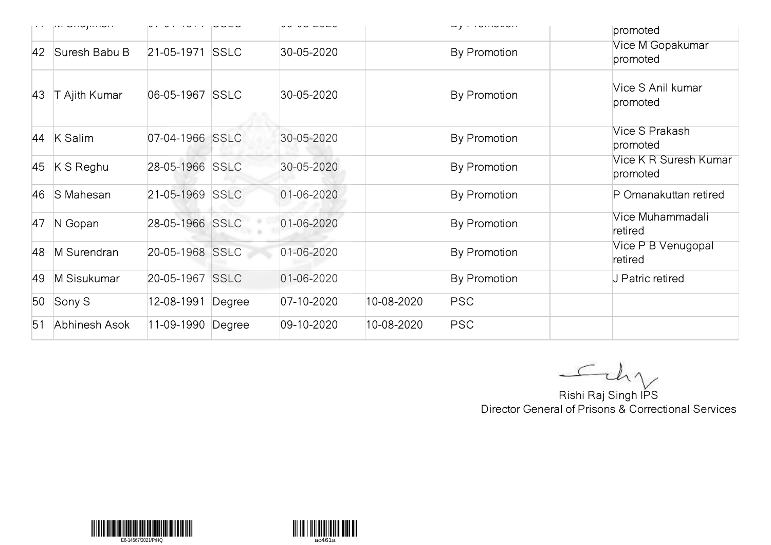| | | | | | | | |
|---|---|---|---|---|---|---|---|
| 41 | M Shajimon | 07-04-1971 | SSLC | 30-05-2020 | | By Promotion | | promoted |
| 42 | Suresh Babu B | 21-05-1971 | SSLC | 30-05-2020 | | By Promotion | | Vice M Gopakumar promoted |
| 43 | T Ajith Kumar | 06-05-1967 | SSLC | 30-05-2020 | | By Promotion | | Vice S Anil kumar promoted |
| 44 | K Salim | 07-04-1966 | SSLC | 30-05-2020 | | By Promotion | | Vice S Prakash promoted |
| 45 | K S Reghu | 28-05-1966 | SSLC | 30-05-2020 | | By Promotion | | Vice K R Suresh Kumar promoted |
| 46 | S Mahesan | 21-05-1969 | SSLC | 01-06-2020 | | By Promotion | | P Omanakuttan retired |
| 47 | N Gopan | 28-05-1966 | SSLC | 01-06-2020 | | By Promotion | | Vice Muhammadali retired |
| 48 | M Surendran | 20-05-1968 | SSLC | 01-06-2020 | | By Promotion | | Vice P B Venugopal retired |
| 49 | M Sisukumar | 20-05-1967 | SSLC | 01-06-2020 | | By Promotion | | J Patric retired |
| 50 | Sony S | 12-08-1991 | Degree | 07-10-2020 | 10-08-2020 | PSC | | |
| 51 | Abhinesh Asok | 11-09-1990 | Degree | 09-10-2020 | 10-08-2020 | PSC | | |

Rishi Raj Singh IPS
Director General of Prisons & Correctional Services

E6-14567/2021/PrHQ

ac461a